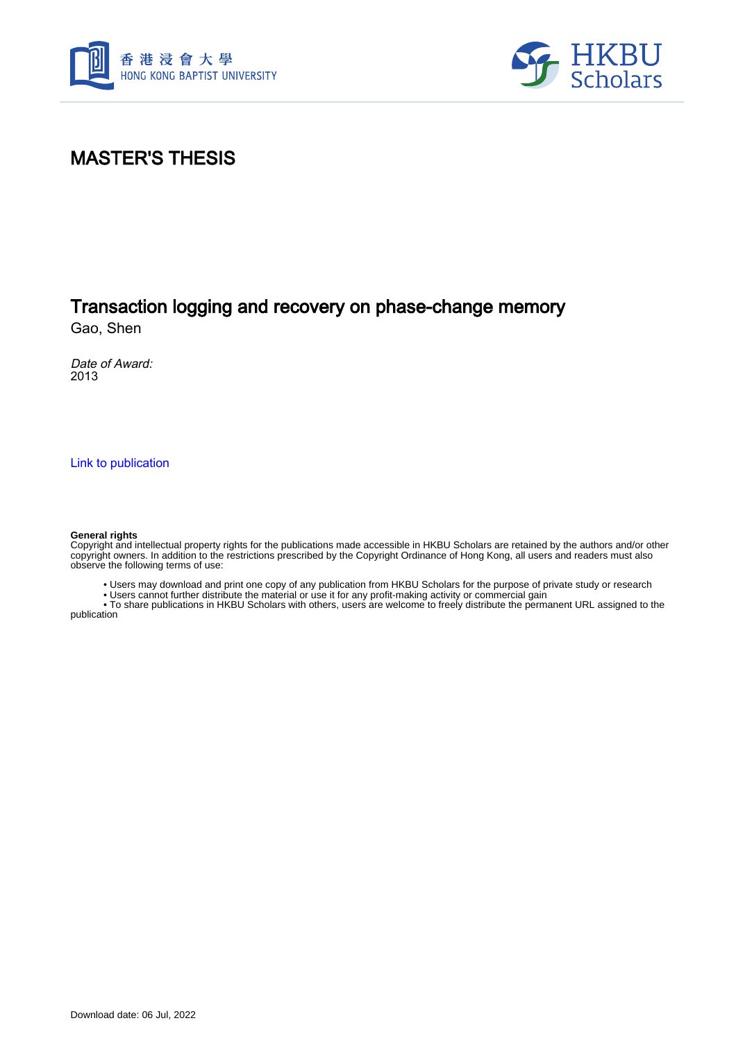# MASTER'S THESIS

## Transaction logging and recovery on phase-change memory

Gao, Shen

*Date of Award:*
2013

Link to publication

**General rights**
Copyright and intellectual property rights for the publications made accessible in HKBU Scholars are retained by the authors and/or other copyright owners. In addition to the restrictions prescribed by the Copyright Ordinance of Hong Kong, all users and readers must also observe the following terms of use:

- Users may download and print one copy of any publication from HKBU Scholars for the purpose of private study or research
- Users cannot further distribute the material or use it for any profit-making activity or commercial gain
- To share publications in HKBU Scholars with others, users are welcome to freely distribute the permanent URL assigned to the publication

Download date: 06 Jul, 2022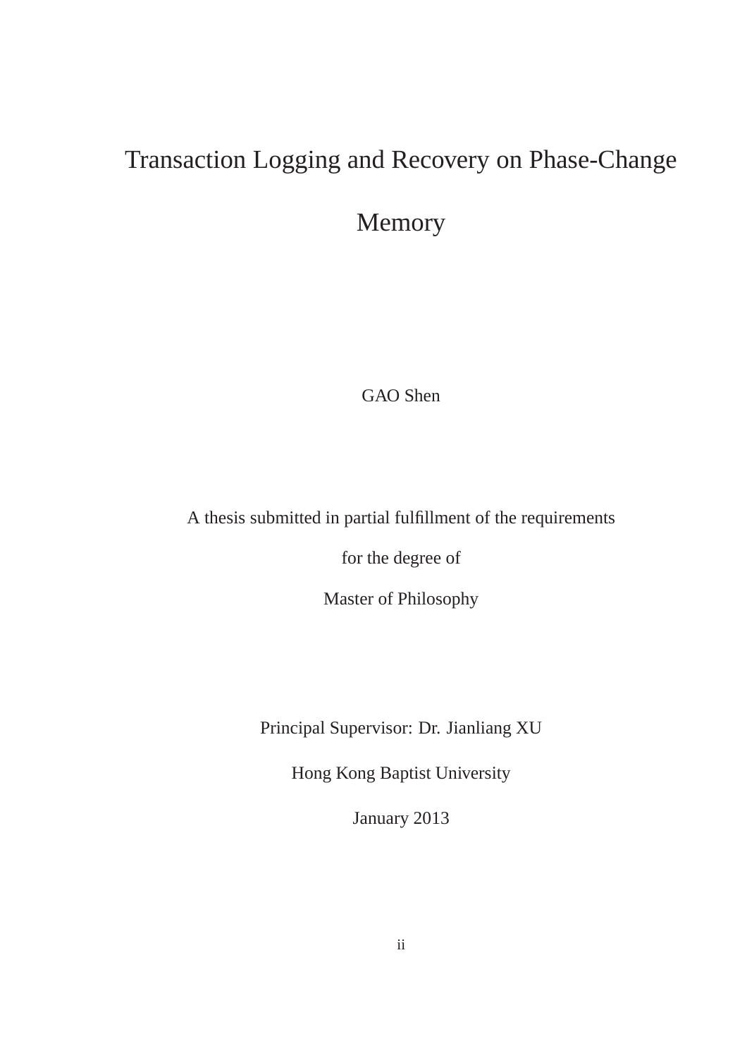# Transaction Logging and Recovery on Phase-Change Memory

GAO Shen

A thesis submitted in partial fulfillment of the requirements

for the degree of

Master of Philosophy

Principal Supervisor: Dr. Jianliang XU

Hong Kong Baptist University

January 2013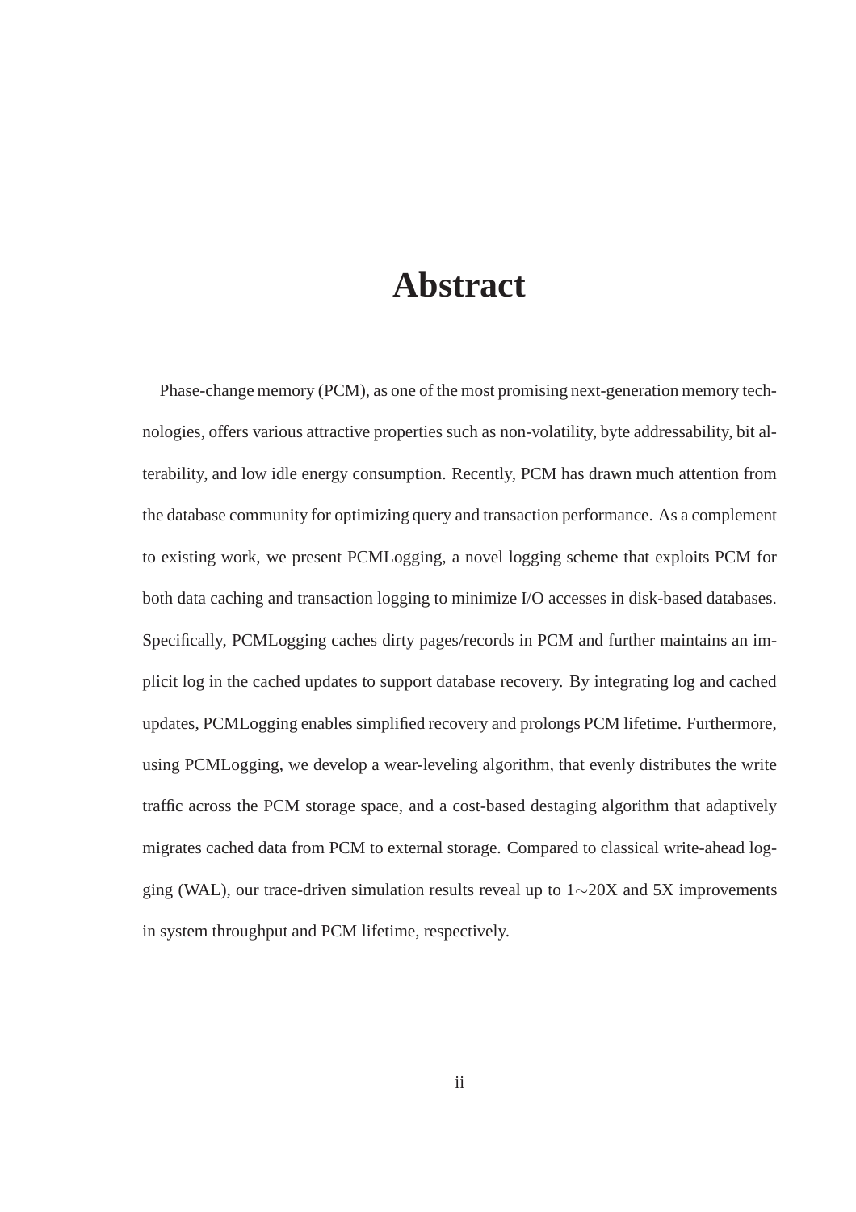# Abstract

Phase-change memory (PCM), as one of the most promising next-generation memory technologies, offers various attractive properties such as non-volatility, byte addressability, bit alterability, and low idle energy consumption. Recently, PCM has drawn much attention from the database community for optimizing query and transaction performance. As a complement to existing work, we present PCMLogging, a novel logging scheme that exploits PCM for both data caching and transaction logging to minimize I/O accesses in disk-based databases. Specifically, PCMLogging caches dirty pages/records in PCM and further maintains an implicit log in the cached updates to support database recovery. By integrating log and cached updates, PCMLogging enables simplified recovery and prolongs PCM lifetime. Furthermore, using PCMLogging, we develop a wear-leveling algorithm, that evenly distributes the write traffic across the PCM storage space, and a cost-based destaging algorithm that adaptively migrates cached data from PCM to external storage. Compared to classical write-ahead logging (WAL), our trace-driven simulation results reveal up to 1$\sim$20X and 5X improvements in system throughput and PCM lifetime, respectively.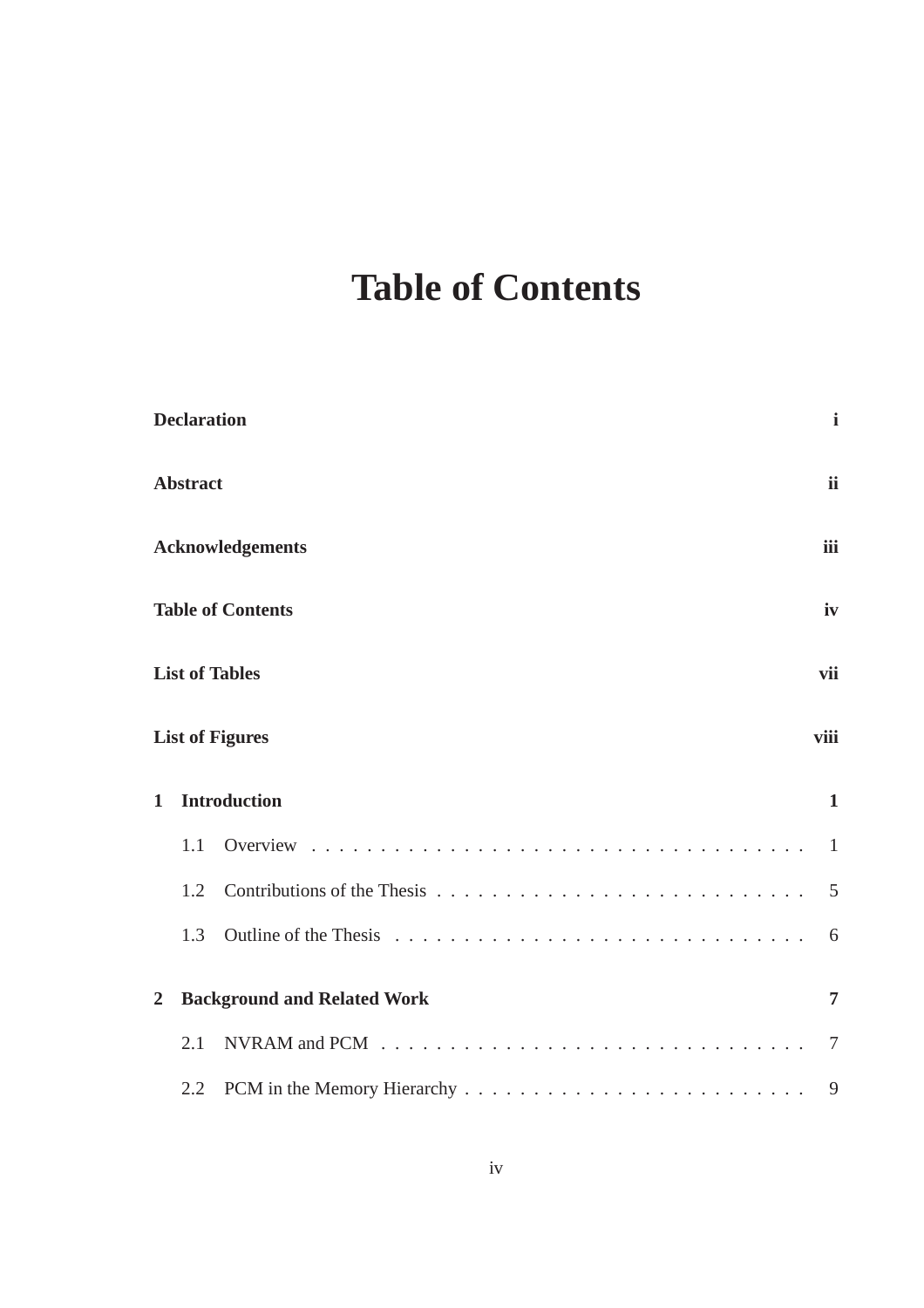# Table of Contents

**Declaration** **i**

**Abstract** **ii**

**Acknowledgements** **iii**

**Table of Contents** **iv**

**List of Tables** **vii**

**List of Figures** **viii**

**1 Introduction** **1**

- 1.1 Overview . . . . . . . . . . . . . . . . . . . . . . . . . . . . . . . . . . 1
- 1.2 Contributions of the Thesis . . . . . . . . . . . . . . . . . . . . . . . . . . 5
- 1.3 Outline of the Thesis . . . . . . . . . . . . . . . . . . . . . . . . . . . . . 6

**2 Background and Related Work** **7**

- 2.1 NVRAM and PCM . . . . . . . . . . . . . . . . . . . . . . . . . . . . . . 7
- 2.2 PCM in the Memory Hierarchy . . . . . . . . . . . . . . . . . . . . . . . . 9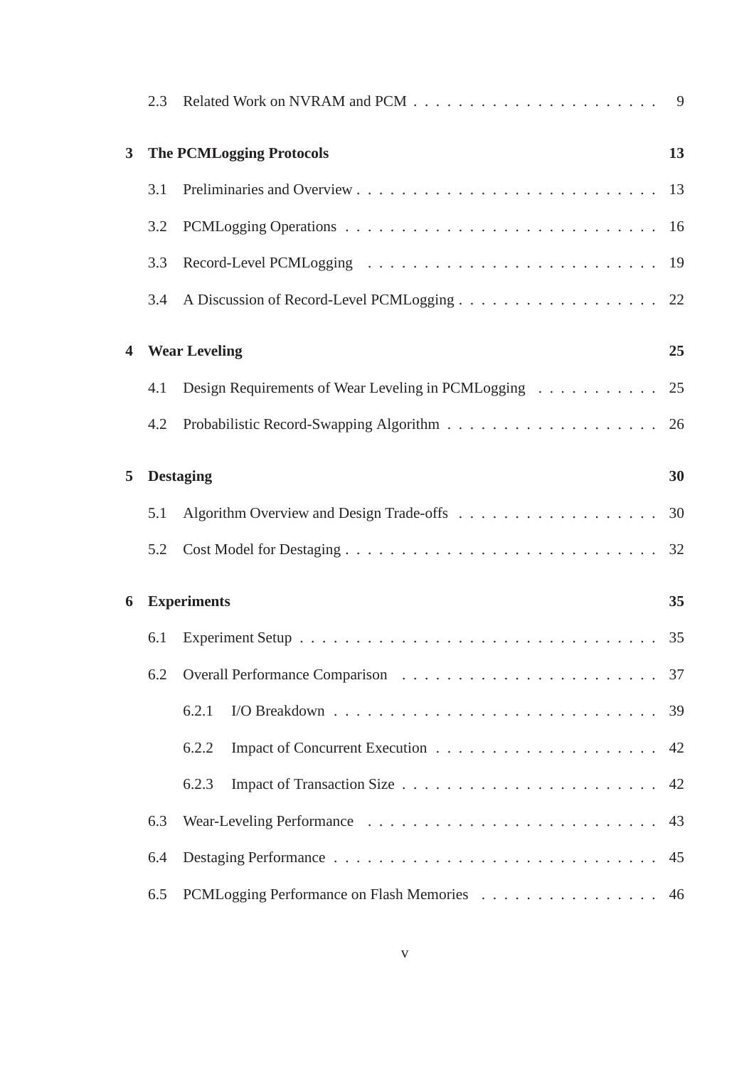2.3 Related Work on NVRAM and PCM . . . . . . . . . . . . . . . . . . . . . 9

**3 The PCMLogging Protocols** **13**

3.1 Preliminaries and Overview . . . . . . . . . . . . . . . . . . . . . . . . . . 13

3.2 PCMLogging Operations . . . . . . . . . . . . . . . . . . . . . . . . . . . 16

3.3 Record-Level PCMLogging . . . . . . . . . . . . . . . . . . . . . . . . . . 19

3.4 A Discussion of Record-Level PCMLogging . . . . . . . . . . . . . . . . . . 22

**4 Wear Leveling** **25**

4.1 Design Requirements of Wear Leveling in PCMLogging . . . . . . . . . . . 25

4.2 Probabilistic Record-Swapping Algorithm . . . . . . . . . . . . . . . . . . . 26

**5 Destaging** **30**

5.1 Algorithm Overview and Design Trade-offs . . . . . . . . . . . . . . . . . . 30

5.2 Cost Model for Destaging . . . . . . . . . . . . . . . . . . . . . . . . . . . 32

**6 Experiments** **35**

6.1 Experiment Setup . . . . . . . . . . . . . . . . . . . . . . . . . . . . . . . 35

6.2 Overall Performance Comparison . . . . . . . . . . . . . . . . . . . . . . . 37

6.2.1 I/O Breakdown . . . . . . . . . . . . . . . . . . . . . . . . . . . . 39

6.2.2 Impact of Concurrent Execution . . . . . . . . . . . . . . . . . . . . 42

6.2.3 Impact of Transaction Size . . . . . . . . . . . . . . . . . . . . . . . 42

6.3 Wear-Leveling Performance . . . . . . . . . . . . . . . . . . . . . . . . . . 43

6.4 Destaging Performance . . . . . . . . . . . . . . . . . . . . . . . . . . . . 45

6.5 PCMLogging Performance on Flash Memories . . . . . . . . . . . . . . . . 46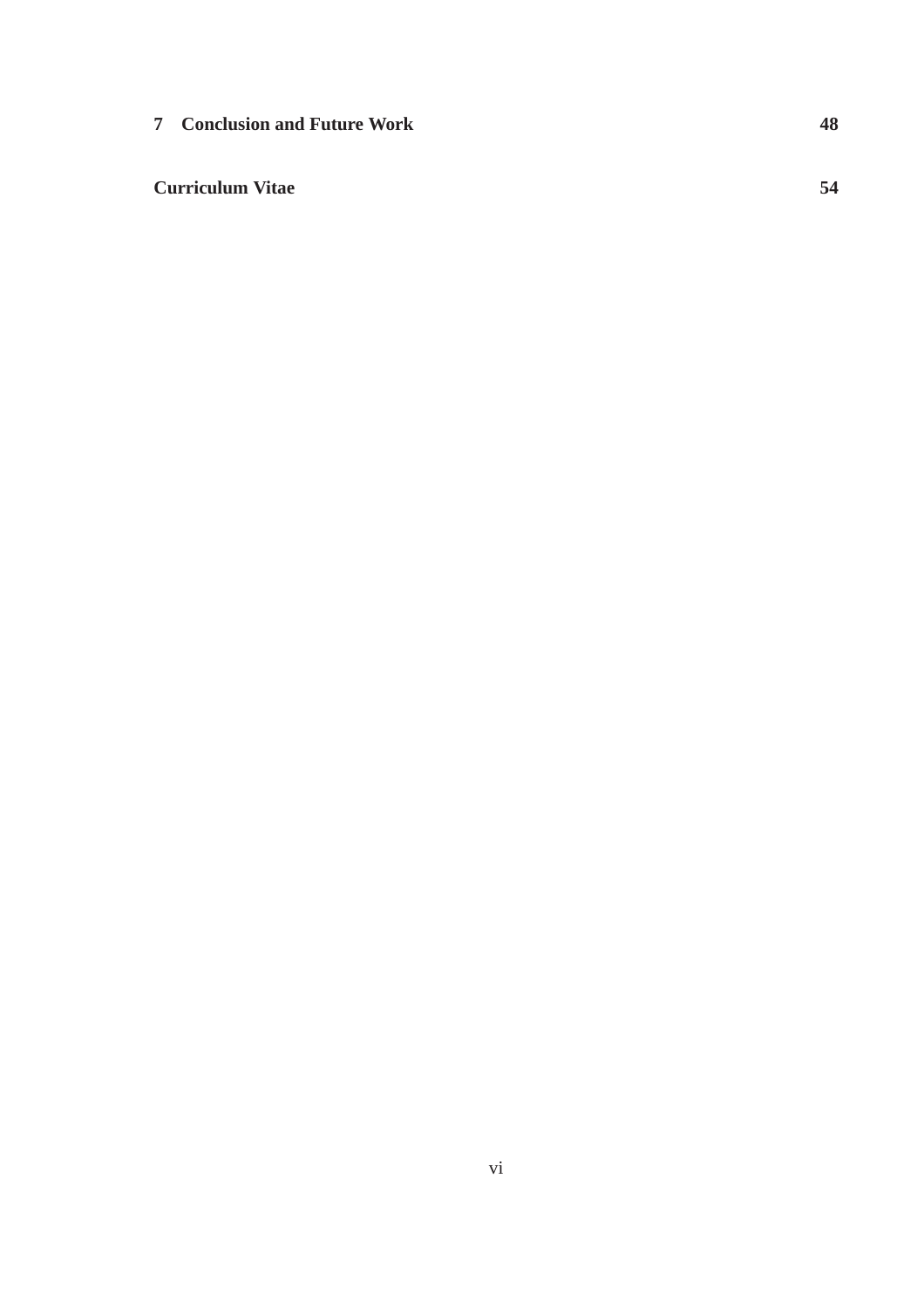**7 Conclusion and Future Work** **48**

**Curriculum Vitae** **54**